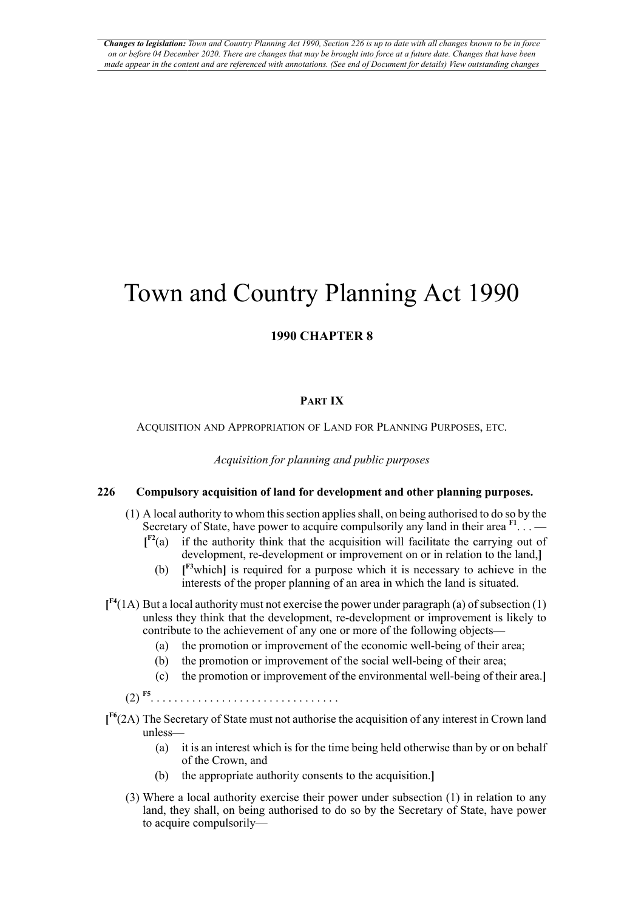*Changes to legislation: Town and Country Planning Act 1990, Section 226 is up to date with all changes known to be in force on or before 04 December 2020. There are changes that may be brought into force at a future date. Changes that have been made appear in the content and are referenced with annotations. (See end of Document for details) View outstanding changes*

# Town and Country Planning Act 1990

**1990 CHAPTER 8**

## PART IX

ACQUISITION AND APPROPRIATION OF LAND FOR PLANNING PURPOSES, ETC.

*Acquisition for planning and public purposes*

### 226 Compulsory acquisition of land for development and other planning purposes.

(1) A local authority to whom this section applies shall, on being authorised to do so by the Secretary of State, have power to acquire compulsorily any land in their area [F1]. . . —

[[F2](a) if the authority think that the acquisition will facilitate the carrying out of development, re-development or improvement on or in relation to the land,]

(b) [[F3]which] is required for a purpose which it is necessary to achieve in the interests of the proper planning of an area in which the land is situated.

[[F4](1A) But a local authority must not exercise the power under paragraph (a) of subsection (1) unless they think that the development, re-development or improvement is likely to contribute to the achievement of any one or more of the following objects—

(a) the promotion or improvement of the economic well-being of their area;

(b) the promotion or improvement of the social well-being of their area;

(c) the promotion or improvement of the environmental well-being of their area.]

(2) [F5]. . . . . . . . . . . . . . . . . . . . . . . . . . . . . . .

[[F6](2A) The Secretary of State must not authorise the acquisition of any interest in Crown land unless—

(a) it is an interest which is for the time being held otherwise than by or on behalf of the Crown, and

(b) the appropriate authority consents to the acquisition.]

(3) Where a local authority exercise their power under subsection (1) in relation to any land, they shall, on being authorised to do so by the Secretary of State, have power to acquire compulsorily—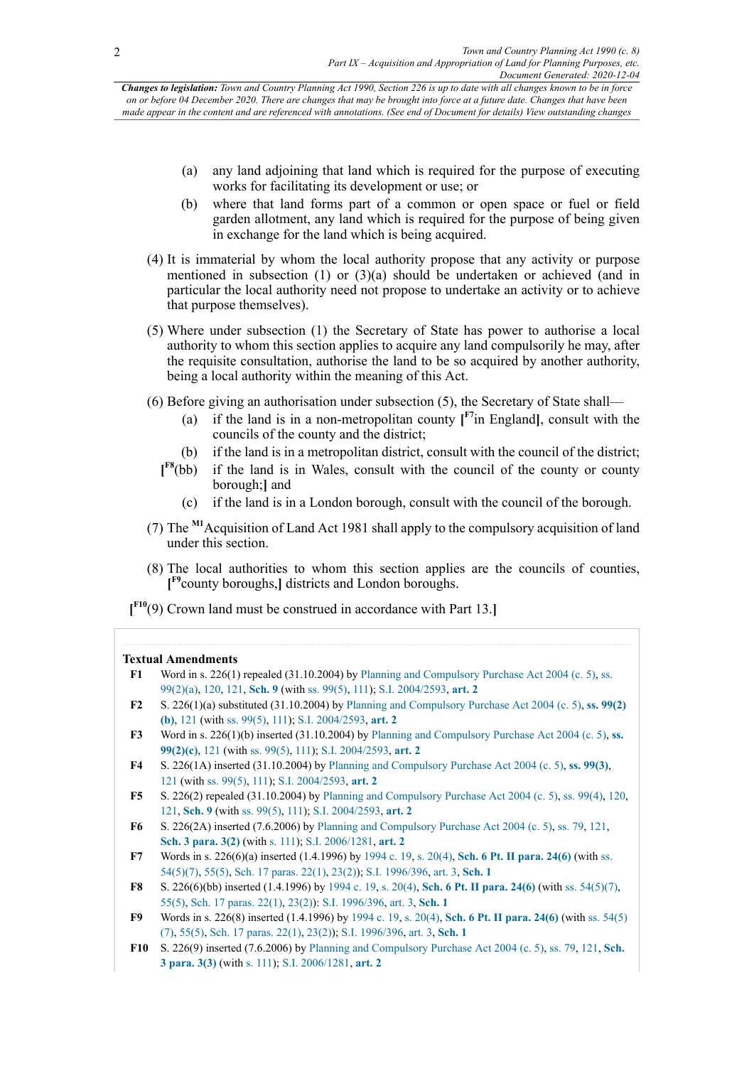*Changes to legislation: Town and Country Planning Act 1990, Section 226 is up to date with all changes known to be in force on or before 04 December 2020. There are changes that may be brought into force at a future date. Changes that have been made appear in the content and are referenced with annotations. (See end of Document for details) View outstanding changes*

(a) any land adjoining that land which is required for the purpose of executing works for facilitating its development or use; or

(b) where that land forms part of a common or open space or fuel or field garden allotment, any land which is required for the purpose of being given in exchange for the land which is being acquired.

(4) It is immaterial by whom the local authority propose that any activity or purpose mentioned in subsection (1) or (3)(a) should be undertaken or achieved (and in particular the local authority need not propose to undertake an activity or to achieve that purpose themselves).

(5) Where under subsection (1) the Secretary of State has power to authorise a local authority to whom this section applies to acquire any land compulsorily he may, after the requisite consultation, authorise the land to be so acquired by another authority, being a local authority within the meaning of this Act.

(6) Before giving an authorisation under subsection (5), the Secretary of State shall—

(a) if the land is in a non-metropolitan county [F7in England], consult with the councils of the county and the district;

(b) if the land is in a metropolitan district, consult with the council of the district;

[F8(bb) if the land is in Wales, consult with the council of the county or county borough;] and

(c) if the land is in a London borough, consult with the council of the borough.

(7) The M1Acquisition of Land Act 1981 shall apply to the compulsory acquisition of land under this section.

(8) The local authorities to whom this section applies are the councils of counties, [F9county boroughs,] districts and London boroughs.

[F10(9) Crown land must be construed in accordance with Part 13.]

**Textual Amendments**

**F1** Word in s. 226(1) repealed (31.10.2004) by Planning and Compulsory Purchase Act 2004 (c. 5), ss. 99(2)(a), 120, 121, **Sch. 9** (with ss. 99(5), 111); S.I. 2004/2593, **art. 2**

**F2** S. 226(1)(a) substituted (31.10.2004) by Planning and Compulsory Purchase Act 2004 (c. 5), **ss. 99(2)(b)**, 121 (with ss. 99(5), 111); S.I. 2004/2593, **art. 2**

**F3** Word in s. 226(1)(b) inserted (31.10.2004) by Planning and Compulsory Purchase Act 2004 (c. 5), **ss. 99(2)(c)**, 121 (with ss. 99(5), 111); S.I. 2004/2593, **art. 2**

**F4** S. 226(1A) inserted (31.10.2004) by Planning and Compulsory Purchase Act 2004 (c. 5), **ss. 99(3)**, 121 (with ss. 99(5), 111); S.I. 2004/2593, **art. 2**

**F5** S. 226(2) repealed (31.10.2004) by Planning and Compulsory Purchase Act 2004 (c. 5), ss. 99(4), 120, 121, **Sch. 9** (with ss. 99(5), 111); S.I. 2004/2593, **art. 2**

**F6** S. 226(2A) inserted (7.6.2006) by Planning and Compulsory Purchase Act 2004 (c. 5), ss. 79, 121, **Sch. 3 para. 3(2)** (with s. 111); S.I. 2006/1281, **art. 2**

**F7** Words in s. 226(6)(a) inserted (1.4.1996) by 1994 c. 19, s. 20(4), **Sch. 6 Pt. II para. 24(6)** (with ss. 54(5)(7), 55(5), Sch. 17 paras. 22(1), 23(2)); S.I. 1996/396, art. 3, **Sch. 1**

**F8** S. 226(6)(bb) inserted (1.4.1996) by 1994 c. 19, s. 20(4), **Sch. 6 Pt. II para. 24(6)** (with ss. 54(5)(7), 55(5), Sch. 17 paras. 22(1), 23(2)): S.I. 1996/396, art. 3, **Sch. 1**

**F9** Words in s. 226(8) inserted (1.4.1996) by 1994 c. 19, s. 20(4), **Sch. 6 Pt. II para. 24(6)** (with ss. 54(5)(7), 55(5), Sch. 17 paras. 22(1), 23(2)); S.I. 1996/396, art. 3, **Sch. 1**

**F10** S. 226(9) inserted (7.6.2006) by Planning and Compulsory Purchase Act 2004 (c. 5), ss. 79, 121, **Sch. 3 para. 3(3)** (with s. 111); S.I. 2006/1281, **art. 2**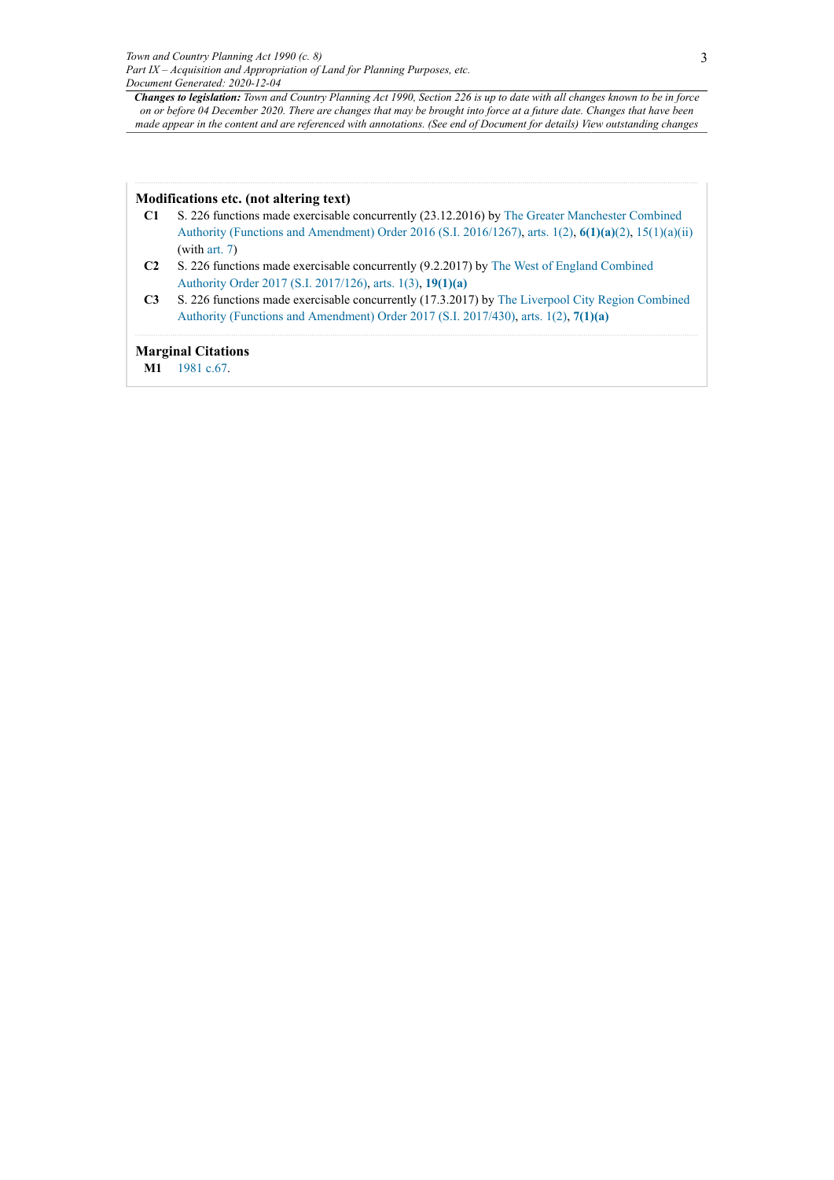**Changes to legislation:** *Town and Country Planning Act 1990, Section 226 is up to date with all changes known to be in force on or before 04 December 2020. There are changes that may be brought into force at a future date. Changes that have been made appear in the content and are referenced with annotations. (See end of Document for details) View outstanding changes*

### Modifications etc. (not altering text)

**C1** S. 226 functions made exercisable concurrently (23.12.2016) by The Greater Manchester Combined Authority (Functions and Amendment) Order 2016 (S.I. 2016/1267), arts. 1(2), **6(1)(a)**(2), 15(1)(a)(ii) (with art. 7)

**C2** S. 226 functions made exercisable concurrently (9.2.2017) by The West of England Combined Authority Order 2017 (S.I. 2017/126), arts. 1(3), **19(1)(a)**

**C3** S. 226 functions made exercisable concurrently (17.3.2017) by The Liverpool City Region Combined Authority (Functions and Amendment) Order 2017 (S.I. 2017/430), arts. 1(2), **7(1)(a)**

### Marginal Citations

**M1** 1981 c.67.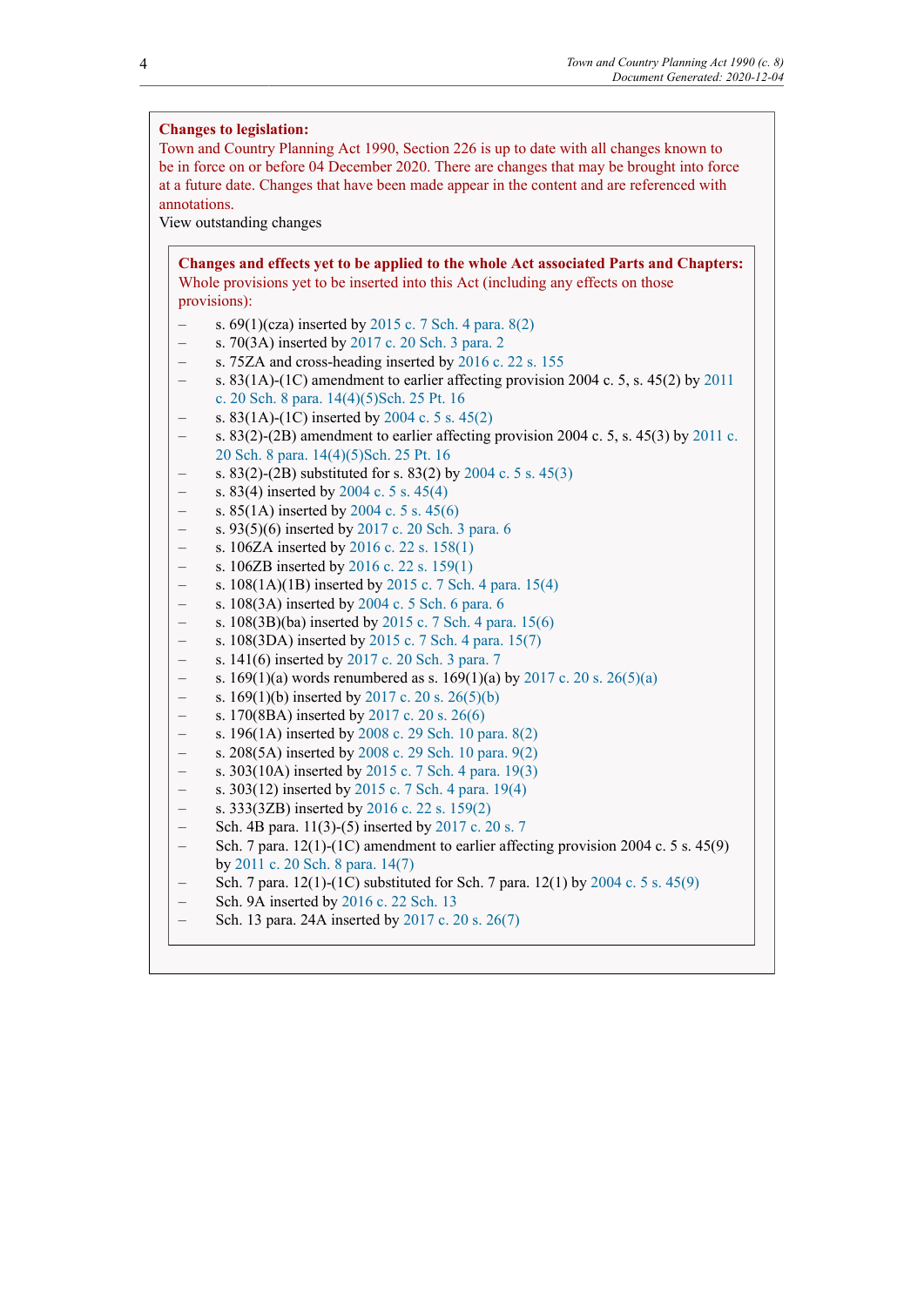**Changes to legislation:**

Town and Country Planning Act 1990, Section 226 is up to date with all changes known to be in force on or before 04 December 2020. There are changes that may be brought into force at a future date. Changes that have been made appear in the content and are referenced with annotations.

View outstanding changes

**Changes and effects yet to be applied to the whole Act associated Parts and Chapters:**

Whole provisions yet to be inserted into this Act (including any effects on those provisions):

- s. 69(1)(cza) inserted by 2015 c. 7 Sch. 4 para. 8(2)
- s. 70(3A) inserted by 2017 c. 20 Sch. 3 para. 2
- s. 75ZA and cross-heading inserted by 2016 c. 22 s. 155
- s. 83(1A)-(1C) amendment to earlier affecting provision 2004 c. 5, s. 45(2) by 2011 c. 20 Sch. 8 para. 14(4)(5)Sch. 25 Pt. 16
- s. 83(1A)-(1C) inserted by 2004 c. 5 s. 45(2)
- s. 83(2)-(2B) amendment to earlier affecting provision 2004 c. 5, s. 45(3) by 2011 c. 20 Sch. 8 para. 14(4)(5)Sch. 25 Pt. 16
- s. 83(2)-(2B) substituted for s. 83(2) by 2004 c. 5 s. 45(3)
- s. 83(4) inserted by 2004 c. 5 s. 45(4)
- s. 85(1A) inserted by 2004 c. 5 s. 45(6)
- s. 93(5)(6) inserted by 2017 c. 20 Sch. 3 para. 6
- s. 106ZA inserted by 2016 c. 22 s. 158(1)
- s. 106ZB inserted by 2016 c. 22 s. 159(1)
- s. 108(1A)(1B) inserted by 2015 c. 7 Sch. 4 para. 15(4)
- s. 108(3A) inserted by 2004 c. 5 Sch. 6 para. 6
- s. 108(3B)(ba) inserted by 2015 c. 7 Sch. 4 para. 15(6)
- s. 108(3DA) inserted by 2015 c. 7 Sch. 4 para. 15(7)
- s. 141(6) inserted by 2017 c. 20 Sch. 3 para. 7
- s. 169(1)(a) words renumbered as s. 169(1)(a) by 2017 c. 20 s. 26(5)(a)
- s. 169(1)(b) inserted by 2017 c. 20 s. 26(5)(b)
- s. 170(8BA) inserted by 2017 c. 20 s. 26(6)
- s. 196(1A) inserted by 2008 c. 29 Sch. 10 para. 8(2)
- s. 208(5A) inserted by 2008 c. 29 Sch. 10 para. 9(2)
- s. 303(10A) inserted by 2015 c. 7 Sch. 4 para. 19(3)
- s. 303(12) inserted by 2015 c. 7 Sch. 4 para. 19(4)
- s. 333(3ZB) inserted by 2016 c. 22 s. 159(2)
- Sch. 4B para. 11(3)-(5) inserted by 2017 c. 20 s. 7
- Sch. 7 para. 12(1)-(1C) amendment to earlier affecting provision 2004 c. 5 s. 45(9) by 2011 c. 20 Sch. 8 para. 14(7)
- Sch. 7 para. 12(1)-(1C) substituted for Sch. 7 para. 12(1) by 2004 c. 5 s. 45(9)
- Sch. 9A inserted by 2016 c. 22 Sch. 13
- Sch. 13 para. 24A inserted by 2017 c. 20 s. 26(7)